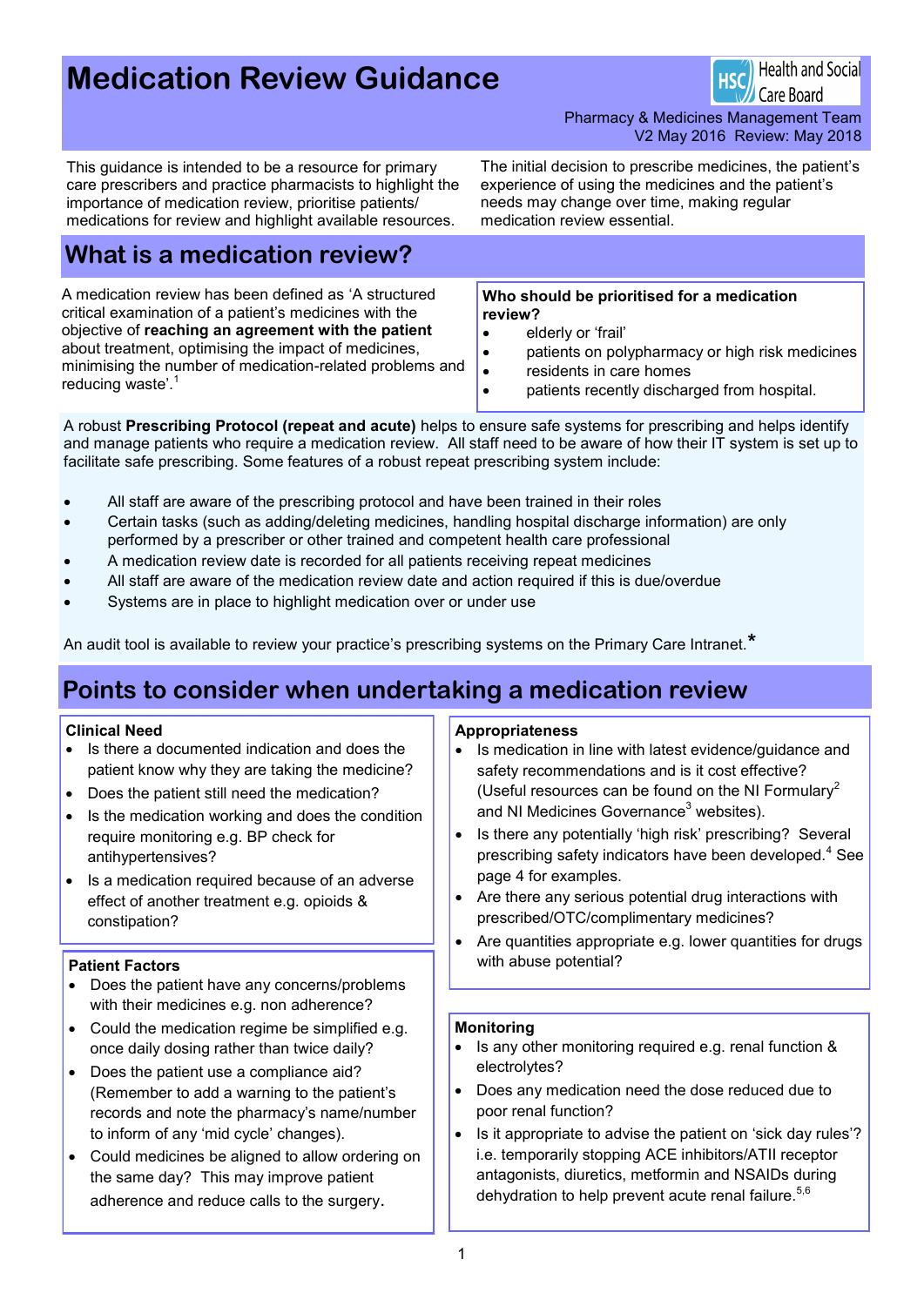# Medication Review Guidance

Health and Social Care Board

Pharmacy & Medicines Management Team
V2 May 2016 Review: May 2018

This guidance is intended to be a resource for primary care prescribers and practice pharmacists to highlight the importance of medication review, prioritise patients/ medications for review and highlight available resources.

The initial decision to prescribe medicines, the patient's experience of using the medicines and the patient's needs may change over time, making regular medication review essential.

## What is a medication review?

A medication review has been defined as 'A structured critical examination of a patient's medicines with the objective of **reaching an agreement with the patient** about treatment, optimising the impact of medicines, minimising the number of medication-related problems and reducing waste'.[1]

**Who should be prioritised for a medication review?**

- elderly or 'frail'
- patients on polypharmacy or high risk medicines
- residents in care homes
- patients recently discharged from hospital.

A robust **Prescribing Protocol (repeat and acute)** helps to ensure safe systems for prescribing and helps identify and manage patients who require a medication review. All staff need to be aware of how their IT system is set up to facilitate safe prescribing. Some features of a robust repeat prescribing system include:

- All staff are aware of the prescribing protocol and have been trained in their roles
- Certain tasks (such as adding/deleting medicines, handling hospital discharge information) are only performed by a prescriber or other trained and competent health care professional
- A medication review date is recorded for all patients receiving repeat medicines
- All staff are aware of the medication review date and action required if this is due/overdue
- Systems are in place to highlight medication over or under use

An audit tool is available to review your practice's prescribing systems on the Primary Care Intranet.*

## Points to consider when undertaking a medication review

**Clinical Need**

- Is there a documented indication and does the patient know why they are taking the medicine?
- Does the patient still need the medication?
- Is the medication working and does the condition require monitoring e.g. BP check for antihypertensives?
- Is a medication required because of an adverse effect of another treatment e.g. opioids & constipation?

**Patient Factors**

- Does the patient have any concerns/problems with their medicines e.g. non adherence?
- Could the medication regime be simplified e.g. once daily dosing rather than twice daily?
- Does the patient use a compliance aid? (Remember to add a warning to the patient's records and note the pharmacy's name/number to inform of any 'mid cycle' changes).
- Could medicines be aligned to allow ordering on the same day? This may improve patient adherence and reduce calls to the surgery.

**Appropriateness**

- Is medication in line with latest evidence/guidance and safety recommendations and is it cost effective? (Useful resources can be found on the NI Formulary[2] and NI Medicines Governance[3] websites).
- Is there any potentially 'high risk' prescribing? Several prescribing safety indicators have been developed.[4] See page 4 for examples.
- Are there any serious potential drug interactions with prescribed/OTC/complimentary medicines?
- Are quantities appropriate e.g. lower quantities for drugs with abuse potential?

**Monitoring**

- Is any other monitoring required e.g. renal function & electrolytes?
- Does any medication need the dose reduced due to poor renal function?
- Is it appropriate to advise the patient on 'sick day rules'? i.e. temporarily stopping ACE inhibitors/ATII receptor antagonists, diuretics, metformin and NSAIDs during dehydration to help prevent acute renal failure.[5,6]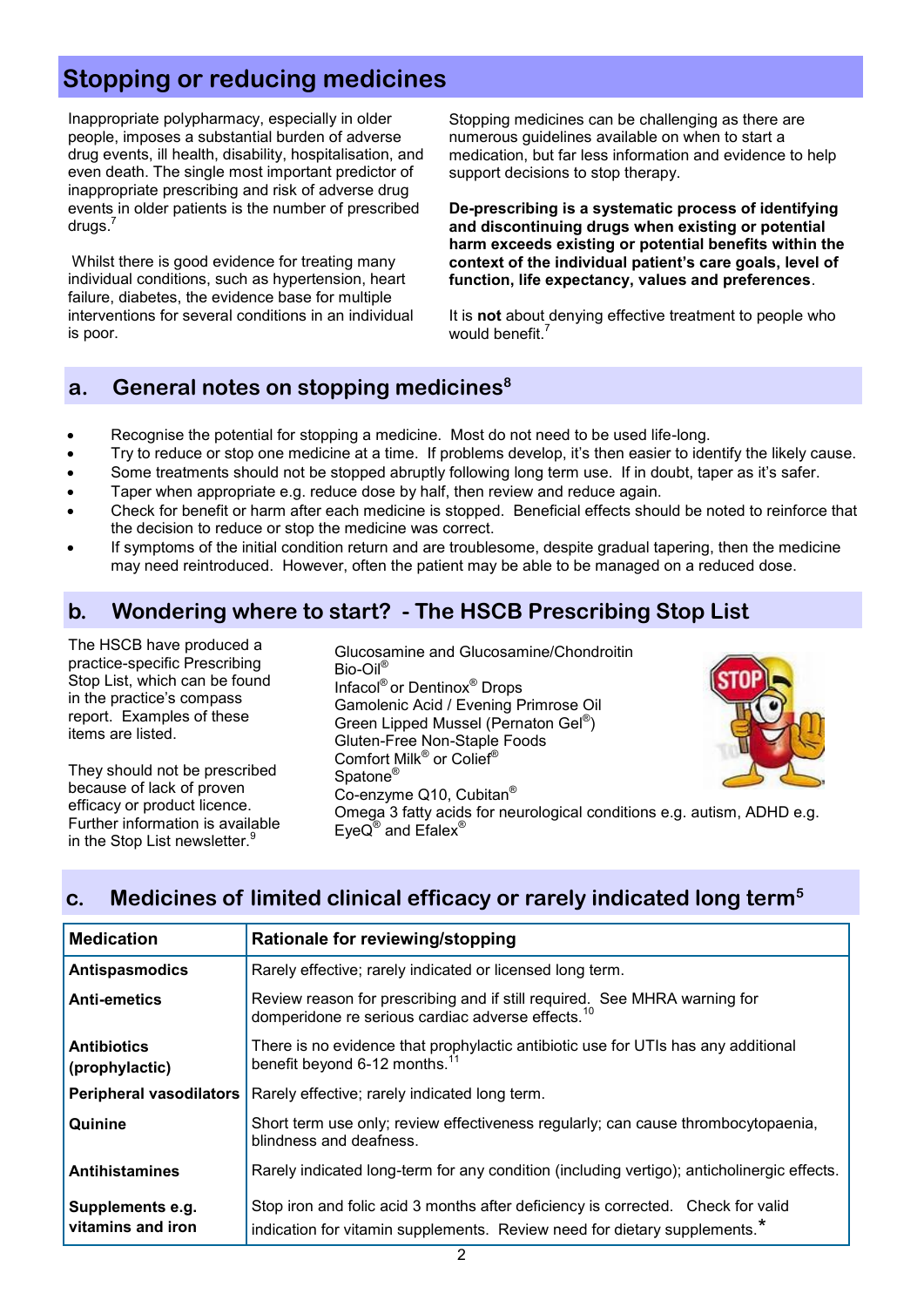## Stopping or reducing medicines

Inappropriate polypharmacy, especially in older people, imposes a substantial burden of adverse drug events, ill health, disability, hospitalisation, and even death. The single most important predictor of inappropriate prescribing and risk of adverse drug events in older patients is the number of prescribed drugs.[7]

Whilst there is good evidence for treating many individual conditions, such as hypertension, heart failure, diabetes, the evidence base for multiple interventions for several conditions in an individual is poor.

Stopping medicines can be challenging as there are numerous guidelines available on when to start a medication, but far less information and evidence to help support decisions to stop therapy.

**De-prescribing is a systematic process of identifying and discontinuing drugs when existing or potential harm exceeds existing or potential benefits within the context of the individual patient's care goals, level of function, life expectancy, values and preferences**.

It is **not** about denying effective treatment to people who would benefit.[7]

### a. General notes on stopping medicines[8]

- Recognise the potential for stopping a medicine. Most do not need to be used life-long.
- Try to reduce or stop one medicine at a time. If problems develop, it's then easier to identify the likely cause.
- Some treatments should not be stopped abruptly following long term use. If in doubt, taper as it's safer.
- Taper when appropriate e.g. reduce dose by half, then review and reduce again.
- Check for benefit or harm after each medicine is stopped. Beneficial effects should be noted to reinforce that the decision to reduce or stop the medicine was correct.
- If symptoms of the initial condition return and are troublesome, despite gradual tapering, then the medicine may need reintroduced. However, often the patient may be able to be managed on a reduced dose.

### b. Wondering where to start? - The HSCB Prescribing Stop List

The HSCB have produced a practice-specific Prescribing Stop List, which can be found in the practice's compass report. Examples of these items are listed.

They should not be prescribed because of lack of proven efficacy or product licence. Further information is available in the Stop List newsletter.[9]

Glucosamine and Glucosamine/Chondroitin
Bio-Oil®
Infacol® or Dentinox® Drops
Gamolenic Acid / Evening Primrose Oil
Green Lipped Mussel (Pernaton Gel®)
Gluten-Free Non-Staple Foods
Comfort Milk® or Colief®
Spatone®
Co-enzyme Q10, Cubitan®
Omega 3 fatty acids for neurological conditions e.g. autism, ADHD e.g. EyeQ® and Efalex®

### c. Medicines of limited clinical efficacy or rarely indicated long term[5]

| Medication | Rationale for reviewing/stopping |
|---|---|
| **Antispasmodics** | Rarely effective; rarely indicated or licensed long term. |
| **Anti-emetics** | Review reason for prescribing and if still required. See MHRA warning for domperidone re serious cardiac adverse effects.[10] |
| **Antibiotics (prophylactic)** | There is no evidence that prophylactic antibiotic use for UTIs has any additional benefit beyond 6-12 months.[11] |
| **Peripheral vasodilators** | Rarely effective; rarely indicated long term. |
| **Quinine** | Short term use only; review effectiveness regularly; can cause thrombocytopaenia, blindness and deafness. |
| **Antihistamines** | Rarely indicated long-term for any condition (including vertigo); anticholinergic effects. |
| **Supplements e.g. vitamins and iron** | Stop iron and folic acid 3 months after deficiency is corrected. Check for valid indication for vitamin supplements. Review need for dietary supplements.* |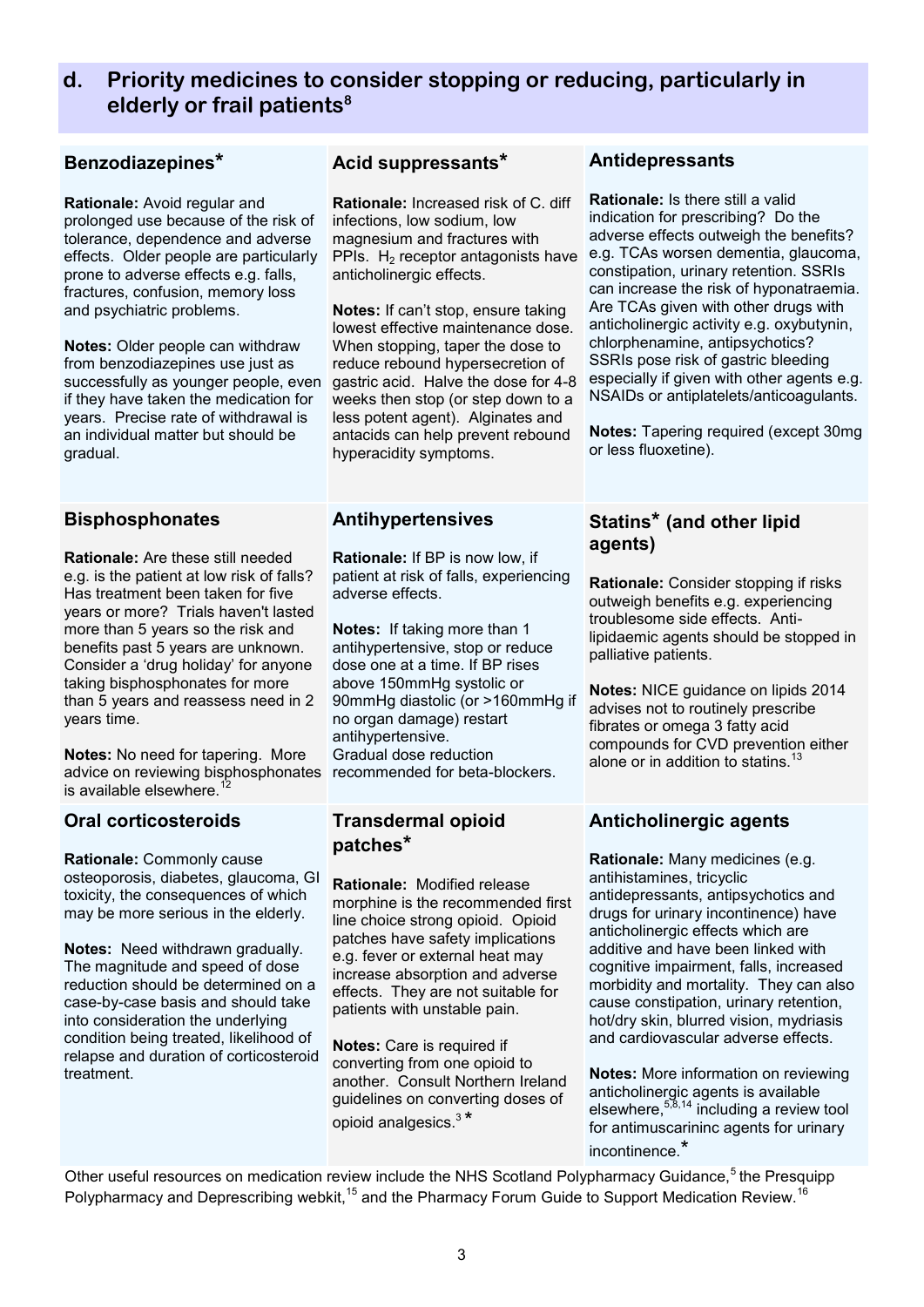## d. Priority medicines to consider stopping or reducing, particularly in elderly or frail patients[8]

### Benzodiazepines*

**Rationale:** Avoid regular and prolonged use because of the risk of tolerance, dependence and adverse effects. Older people are particularly prone to adverse effects e.g. falls, fractures, confusion, memory loss and psychiatric problems.

**Notes:** Older people can withdraw from benzodiazepines use just as successfully as younger people, even if they have taken the medication for years. Precise rate of withdrawal is an individual matter but should be gradual.

### Acid suppressants*

**Rationale:** Increased risk of C. diff infections, low sodium, low magnesium and fractures with PPIs. $H_2$ receptor antagonists have anticholinergic effects.

**Notes:** If can't stop, ensure taking lowest effective maintenance dose. When stopping, taper the dose to reduce rebound hypersecretion of gastric acid. Halve the dose for 4-8 weeks then stop (or step down to a less potent agent). Alginates and antacids can help prevent rebound hyperacidity symptoms.

### Antidepressants

**Rationale:** Is there still a valid indication for prescribing? Do the adverse effects outweigh the benefits? e.g. TCAs worsen dementia, glaucoma, constipation, urinary retention. SSRIs can increase the risk of hyponatraemia. Are TCAs given with other drugs with anticholinergic activity e.g. oxybutynin, chlorphenamine, antipsychotics? SSRIs pose risk of gastric bleeding especially if given with other agents e.g. NSAIDs or antiplatelets/anticoagulants.

**Notes:** Tapering required (except 30mg or less fluoxetine).

### Bisphosphonates

**Rationale:** Are these still needed e.g. is the patient at low risk of falls? Has treatment been taken for five years or more? Trials haven't lasted more than 5 years so the risk and benefits past 5 years are unknown. Consider a 'drug holiday' for anyone taking bisphosphonates for more than 5 years and reassess need in 2 years time.

**Notes:** No need for tapering. More advice on reviewing bisphosphonates is available elsewhere.[12]

### Antihypertensives

**Rationale:** If BP is now low, if patient at risk of falls, experiencing adverse effects.

**Notes:** If taking more than 1 antihypertensive, stop or reduce dose one at a time. If BP rises above 150mmHg systolic or 90mmHg diastolic (or >160mmHg if no organ damage) restart antihypertensive.
Gradual dose reduction recommended for beta-blockers.

### Statins* (and other lipid agents)

**Rationale:** Consider stopping if risks outweigh benefits e.g. experiencing troublesome side effects. Anti-lipidaemic agents should be stopped in palliative patients.

**Notes:** NICE guidance on lipids 2014 advises not to routinely prescribe fibrates or omega 3 fatty acid compounds for CVD prevention either alone or in addition to statins.[13]

### Oral corticosteroids

**Rationale:** Commonly cause osteoporosis, diabetes, glaucoma, GI toxicity, the consequences of which may be more serious in the elderly.

**Notes:** Need withdrawn gradually. The magnitude and speed of dose reduction should be determined on a case-by-case basis and should take into consideration the underlying condition being treated, likelihood of relapse and duration of corticosteroid treatment.

### Transdermal opioid patches*

**Rationale:** Modified release morphine is the recommended first line choice strong opioid. Opioid patches have safety implications e.g. fever or external heat may increase absorption and adverse effects. They are not suitable for patients with unstable pain.

**Notes:** Care is required if converting from one opioid to another. Consult Northern Ireland guidelines on converting doses of opioid analgesics.[3] *

### Anticholinergic agents

**Rationale:** Many medicines (e.g. antihistamines, tricyclic antidepressants, antipsychotics and drugs for urinary incontinence) have anticholinergic effects which are additive and have been linked with cognitive impairment, falls, increased morbidity and mortality. They can also cause constipation, urinary retention, hot/dry skin, blurred vision, mydriasis and cardiovascular adverse effects.

**Notes:** More information on reviewing anticholinergic agents is available elsewhere,[5,8,14] including a review tool for antimuscarininc agents for urinary incontinence.*

Other useful resources on medication review include the NHS Scotland Polypharmacy Guidance,[5] the Presquipp Polypharmacy and Deprescribing webkit,[15] and the Pharmacy Forum Guide to Support Medication Review.[16]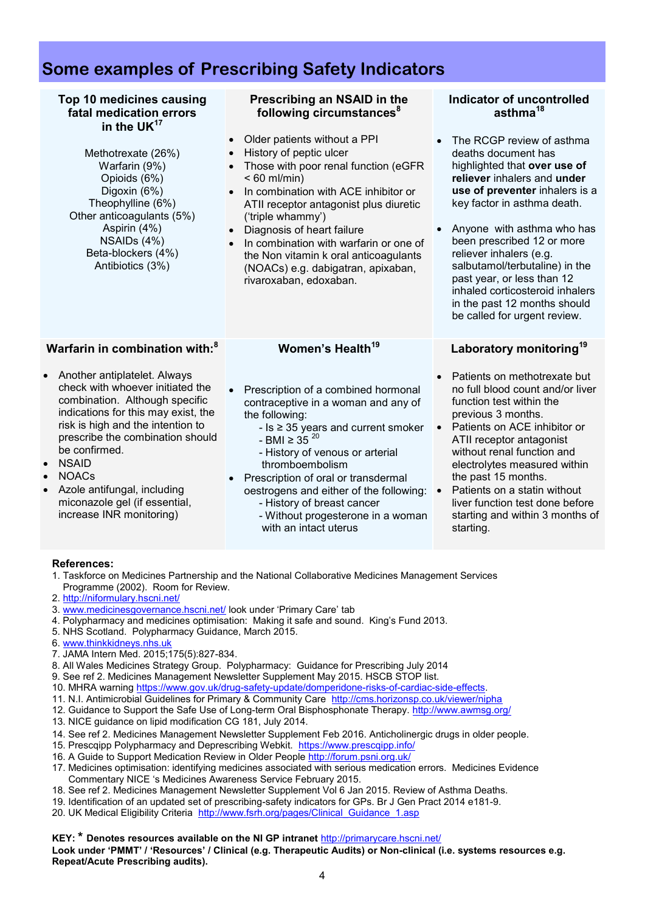# Some examples of Prescribing Safety Indicators

### Top 10 medicines causing fatal medication errors in the UK[17]

Methotrexate (26%)
Warfarin (9%)
Opioids (6%)
Digoxin (6%)
Theophylline (6%)
Other anticoagulants (5%)
Aspirin (4%)
NSAIDs (4%)
Beta-blockers (4%)
Antibiotics (3%)

### Prescribing an NSAID in the following circumstances[8]

- Older patients without a PPI
- History of peptic ulcer
- Those with poor renal function (eGFR < 60 ml/min)
- In combination with ACE inhibitor or ATII receptor antagonist plus diuretic ('triple whammy')
- Diagnosis of heart failure
- In combination with warfarin or one of the Non vitamin k oral anticoagulants (NOACs) e.g. dabigatran, apixaban, rivaroxaban, edoxaban.

### Indicator of uncontrolled asthma[18]

- The RCGP review of asthma deaths document has highlighted that **over use of reliever** inhalers and **under use of preventer** inhalers is a key factor in asthma death.
- Anyone with asthma who has been prescribed 12 or more reliever inhalers (e.g. salbutamol/terbutaline) in the past year, or less than 12 inhaled corticosteroid inhalers in the past 12 months should be called for urgent review.

### Warfarin in combination with:[8]

- Another antiplatelet. Always check with whoever initiated the combination. Although specific indications for this may exist, the risk is high and the intention to prescribe the combination should be confirmed.
- NSAID
- NOACs
- Azole antifungal, including miconazole gel (if essential, increase INR monitoring)

### Women's Health[19]

- Prescription of a combined hormonal contraceptive in a woman and any of the following:
  - Is ≥ 35 years and current smoker
  - BMI ≥ 35 [20]
  - History of venous or arterial thromboembolism
- Prescription of oral or transdermal oestrogens and either of the following:
  - History of breast cancer
  - Without progesterone in a woman with an intact uterus

### Laboratory monitoring[19]

- Patients on methotrexate but no full blood count and/or liver function test within the previous 3 months.
- Patients on ACE inhibitor or ATII receptor antagonist without renal function and electrolytes measured within the past 15 months.
- Patients on a statin without liver function test done before starting and within 3 months of starting.

**References:**

1. Taskforce on Medicines Partnership and the National Collaborative Medicines Management Services Programme (2002). Room for Review.
2. http://niformulary.hscni.net/
3. www.medicinesgovernance.hscni.net/ look under 'Primary Care' tab
4. Polypharmacy and medicines optimisation: Making it safe and sound. King's Fund 2013.
5. NHS Scotland. Polypharmacy Guidance, March 2015.
6. www.thinkkidneys.nhs.uk
7. JAMA Intern Med. 2015;175(5):827-834.
8. All Wales Medicines Strategy Group. Polypharmacy: Guidance for Prescribing July 2014
9. See ref 2. Medicines Management Newsletter Supplement May 2015. HSCB STOP list.
10. MHRA warning https://www.gov.uk/drug-safety-update/domperidone-risks-of-cardiac-side-effects.
11. N.I. Antimicrobial Guidelines for Primary & Community Care http://cms.horizonsp.co.uk/viewer/nipha
12. Guidance to Support the Safe Use of Long-term Oral Bisphosphonate Therapy. http://www.awmsg.org/
13. NICE guidance on lipid modification CG 181, July 2014.
14. See ref 2. Medicines Management Newsletter Supplement Feb 2016. Anticholinergic drugs in older people.
15. Prescqipp Polypharmacy and Deprescribing Webkit. https://www.prescqipp.info/
16. A Guide to Support Medication Review in Older People http://forum.psni.org.uk/
17. Medicines optimisation: identifying medicines associated with serious medication errors. Medicines Evidence Commentary NICE 's Medicines Awareness Service February 2015.
18. See ref 2. Medicines Management Newsletter Supplement Vol 6 Jan 2015. Review of Asthma Deaths.
19. Identification of an updated set of prescribing-safety indicators for GPs. Br J Gen Pract 2014 e181-9.
20. UK Medical Eligibility Criteria http://www.fsrh.org/pages/Clinical_Guidance_1.asp

**KEY: * Denotes resources available on the NI GP intranet** http://primarycare.hscni.net/
**Look under 'PMMT' / 'Resources' / Clinical (e.g. Therapeutic Audits) or Non-clinical (i.e. systems resources e.g. Repeat/Acute Prescribing audits).**